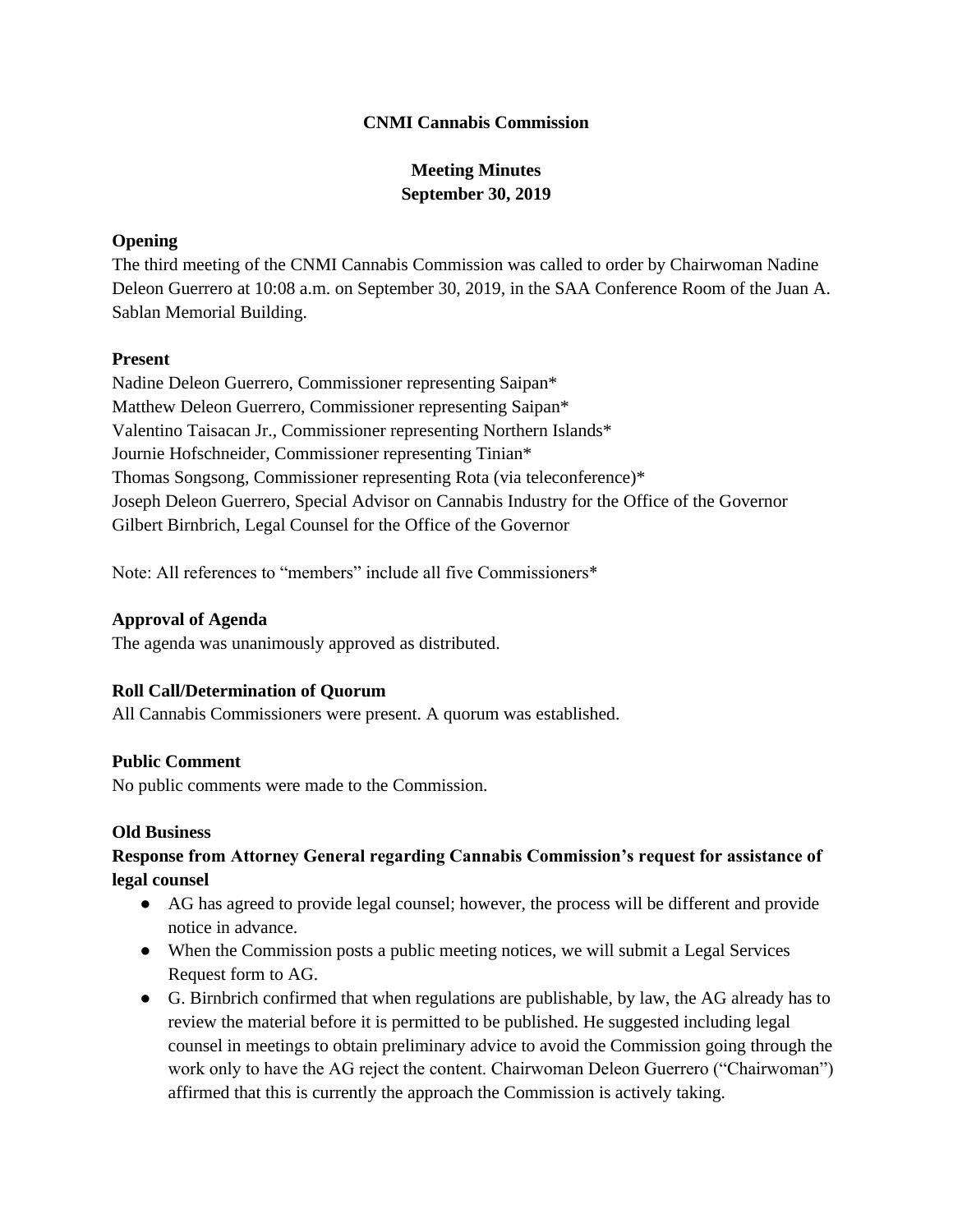# CNMI Cannabis Commission

## Meeting Minutes
## September 30, 2019

### Opening

The third meeting of the CNMI Cannabis Commission was called to order by Chairwoman Nadine Deleon Guerrero at 10:08 a.m. on September 30, 2019, in the SAA Conference Room of the Juan A. Sablan Memorial Building.

### Present

Nadine Deleon Guerrero, Commissioner representing Saipan*
Matthew Deleon Guerrero, Commissioner representing Saipan*
Valentino Taisacan Jr., Commissioner representing Northern Islands*
Journie Hofschneider, Commissioner representing Tinian*
Thomas Songsong, Commissioner representing Rota (via teleconference)*
Joseph Deleon Guerrero, Special Advisor on Cannabis Industry for the Office of the Governor
Gilbert Birnbrich, Legal Counsel for the Office of the Governor

Note: All references to "members" include all five Commissioners*

### Approval of Agenda

The agenda was unanimously approved as distributed.

### Roll Call/Determination of Quorum

All Cannabis Commissioners were present. A quorum was established.

### Public Comment

No public comments were made to the Commission.

### Old Business

#### Response from Attorney General regarding Cannabis Commission's request for assistance of legal counsel

- AG has agreed to provide legal counsel; however, the process will be different and provide notice in advance.
- When the Commission posts a public meeting notices, we will submit a Legal Services Request form to AG.
- G. Birnbrich confirmed that when regulations are publishable, by law, the AG already has to review the material before it is permitted to be published. He suggested including legal counsel in meetings to obtain preliminary advice to avoid the Commission going through the work only to have the AG reject the content. Chairwoman Deleon Guerrero ("Chairwoman") affirmed that this is currently the approach the Commission is actively taking.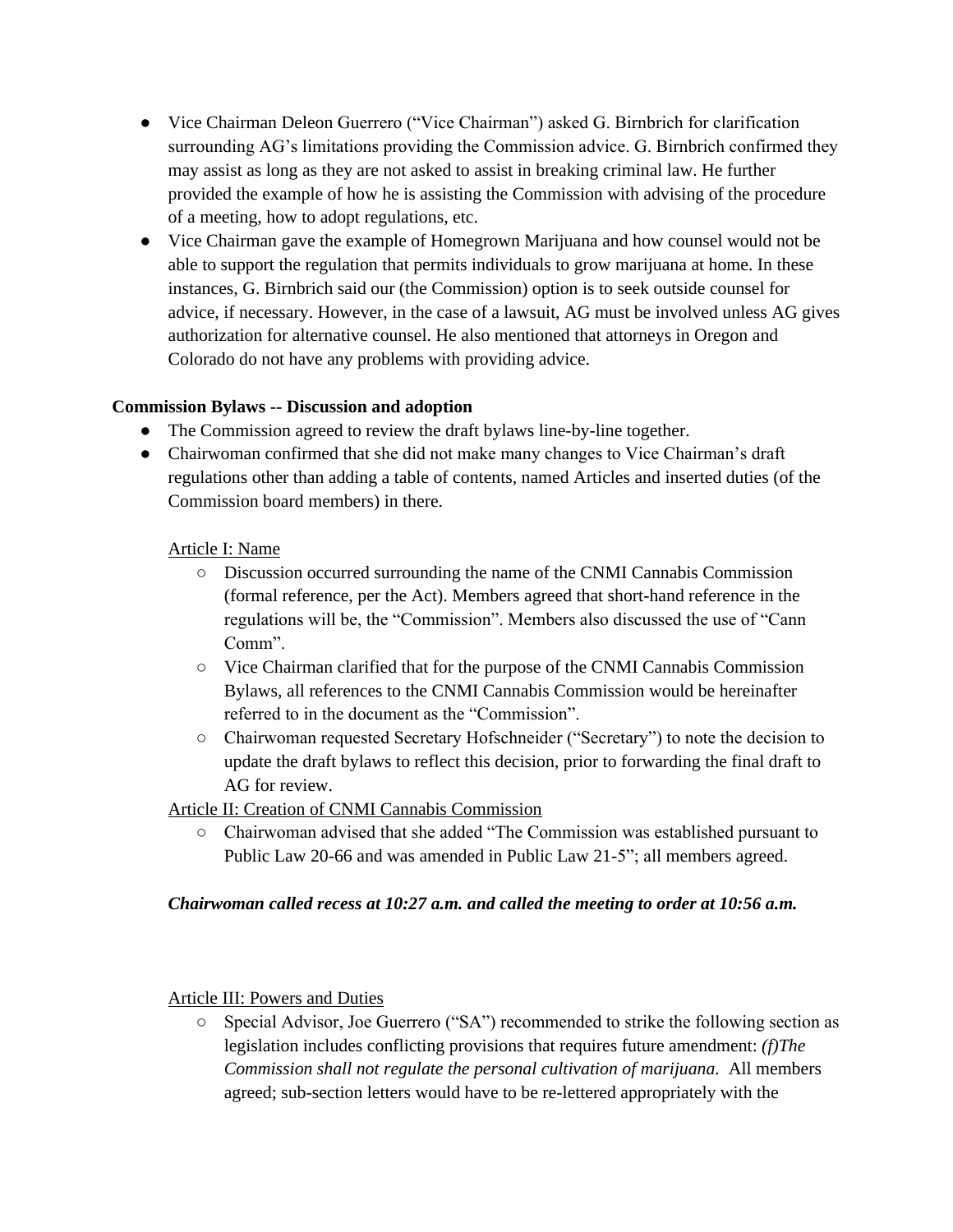- Vice Chairman Deleon Guerrero ("Vice Chairman") asked G. Birnbrich for clarification surrounding AG's limitations providing the Commission advice. G. Birnbrich confirmed they may assist as long as they are not asked to assist in breaking criminal law. He further provided the example of how he is assisting the Commission with advising of the procedure of a meeting, how to adopt regulations, etc.
- Vice Chairman gave the example of Homegrown Marijuana and how counsel would not be able to support the regulation that permits individuals to grow marijuana at home. In these instances, G. Birnbrich said our (the Commission) option is to seek outside counsel for advice, if necessary. However, in the case of a lawsuit, AG must be involved unless AG gives authorization for alternative counsel. He also mentioned that attorneys in Oregon and Colorado do not have any problems with providing advice.

**Commission Bylaws -- Discussion and adoption**

- The Commission agreed to review the draft bylaws line-by-line together.
- Chairwoman confirmed that she did not make many changes to Vice Chairman's draft regulations other than adding a table of contents, named Articles and inserted duties (of the Commission board members) in there.

Article I: Name

- Discussion occurred surrounding the name of the CNMI Cannabis Commission (formal reference, per the Act). Members agreed that short-hand reference in the regulations will be, the "Commission". Members also discussed the use of "Cann Comm".
- Vice Chairman clarified that for the purpose of the CNMI Cannabis Commission Bylaws, all references to the CNMI Cannabis Commission would be hereinafter referred to in the document as the "Commission".
- Chairwoman requested Secretary Hofschneider ("Secretary") to note the decision to update the draft bylaws to reflect this decision, prior to forwarding the final draft to AG for review.

Article II: Creation of CNMI Cannabis Commission

- Chairwoman advised that she added "The Commission was established pursuant to Public Law 20-66 and was amended in Public Law 21-5"; all members agreed.

***Chairwoman called recess at 10:27 a.m. and called the meeting to order at 10:56 a.m.***

Article III: Powers and Duties

- Special Advisor, Joe Guerrero ("SA") recommended to strike the following section as legislation includes conflicting provisions that requires future amendment: *(f)The Commission shall not regulate the personal cultivation of marijuana.* All members agreed; sub-section letters would have to be re-lettered appropriately with the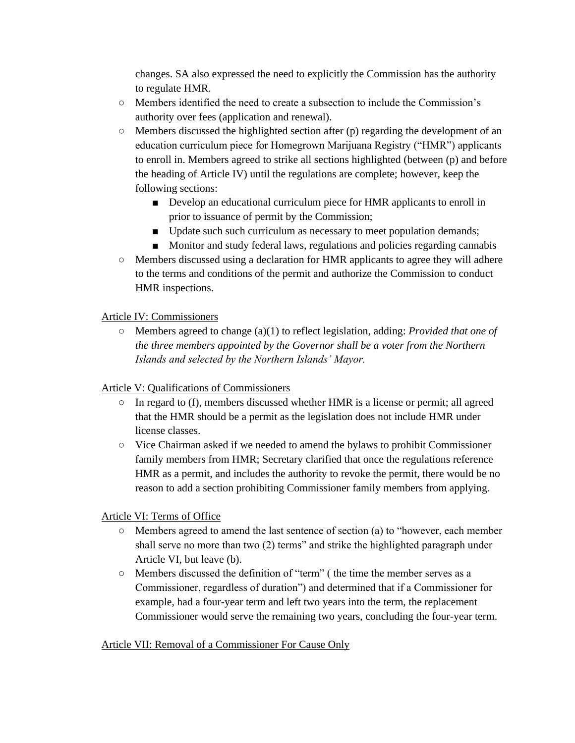changes. SA also expressed the need to explicitly the Commission has the authority to regulate HMR.

- Members identified the need to create a subsection to include the Commission's authority over fees (application and renewal).
- Members discussed the highlighted section after (p) regarding the development of an education curriculum piece for Homegrown Marijuana Registry ("HMR") applicants to enroll in. Members agreed to strike all sections highlighted (between (p) and before the heading of Article IV) until the regulations are complete; however, keep the following sections:
  - Develop an educational curriculum piece for HMR applicants to enroll in prior to issuance of permit by the Commission;
  - Update such such curriculum as necessary to meet population demands;
  - Monitor and study federal laws, regulations and policies regarding cannabis
- Members discussed using a declaration for HMR applicants to agree they will adhere to the terms and conditions of the permit and authorize the Commission to conduct HMR inspections.

<u>Article IV: Commissioners</u>

- Members agreed to change (a)(1) to reflect legislation, adding: *Provided that one of the three members appointed by the Governor shall be a voter from the Northern Islands and selected by the Northern Islands' Mayor.*

<u>Article V: Qualifications of Commissioners</u>

- In regard to (f), members discussed whether HMR is a license or permit; all agreed that the HMR should be a permit as the legislation does not include HMR under license classes.
- Vice Chairman asked if we needed to amend the bylaws to prohibit Commissioner family members from HMR; Secretary clarified that once the regulations reference HMR as a permit, and includes the authority to revoke the permit, there would be no reason to add a section prohibiting Commissioner family members from applying.

<u>Article VI: Terms of Office</u>

- Members agreed to amend the last sentence of section (a) to "however, each member shall serve no more than two (2) terms" and strike the highlighted paragraph under Article VI, but leave (b).
- Members discussed the definition of "term" ( the time the member serves as a Commissioner, regardless of duration") and determined that if a Commissioner for example, had a four-year term and left two years into the term, the replacement Commissioner would serve the remaining two years, concluding the four-year term.

<u>Article VII: Removal of a Commissioner For Cause Only</u>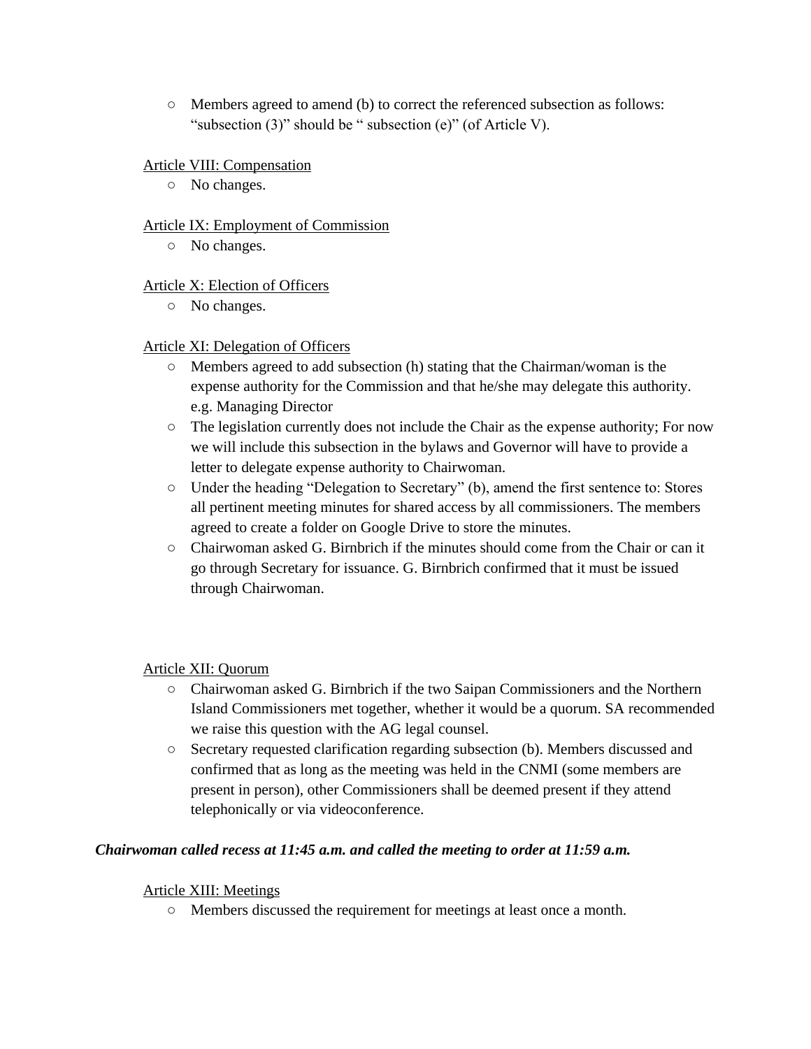- Members agreed to amend (b) to correct the referenced subsection as follows: "subsection (3)" should be " subsection (e)" (of Article V).

Article VIII: Compensation

- No changes.

Article IX: Employment of Commission

- No changes.

Article X: Election of Officers

- No changes.

Article XI: Delegation of Officers

- Members agreed to add subsection (h) stating that the Chairman/woman is the expense authority for the Commission and that he/she may delegate this authority. e.g. Managing Director
- The legislation currently does not include the Chair as the expense authority; For now we will include this subsection in the bylaws and Governor will have to provide a letter to delegate expense authority to Chairwoman.
- Under the heading "Delegation to Secretary" (b), amend the first sentence to: Stores all pertinent meeting minutes for shared access by all commissioners. The members agreed to create a folder on Google Drive to store the minutes.
- Chairwoman asked G. Birnbrich if the minutes should come from the Chair or can it go through Secretary for issuance. G. Birnbrich confirmed that it must be issued through Chairwoman.

Article XII: Quorum

- Chairwoman asked G. Birnbrich if the two Saipan Commissioners and the Northern Island Commissioners met together, whether it would be a quorum. SA recommended we raise this question with the AG legal counsel.
- Secretary requested clarification regarding subsection (b). Members discussed and confirmed that as long as the meeting was held in the CNMI (some members are present in person), other Commissioners shall be deemed present if they attend telephonically or via videoconference.

***Chairwoman called recess at 11:45 a.m. and called the meeting to order at 11:59 a.m.***

Article XIII: Meetings

- Members discussed the requirement for meetings at least once a month.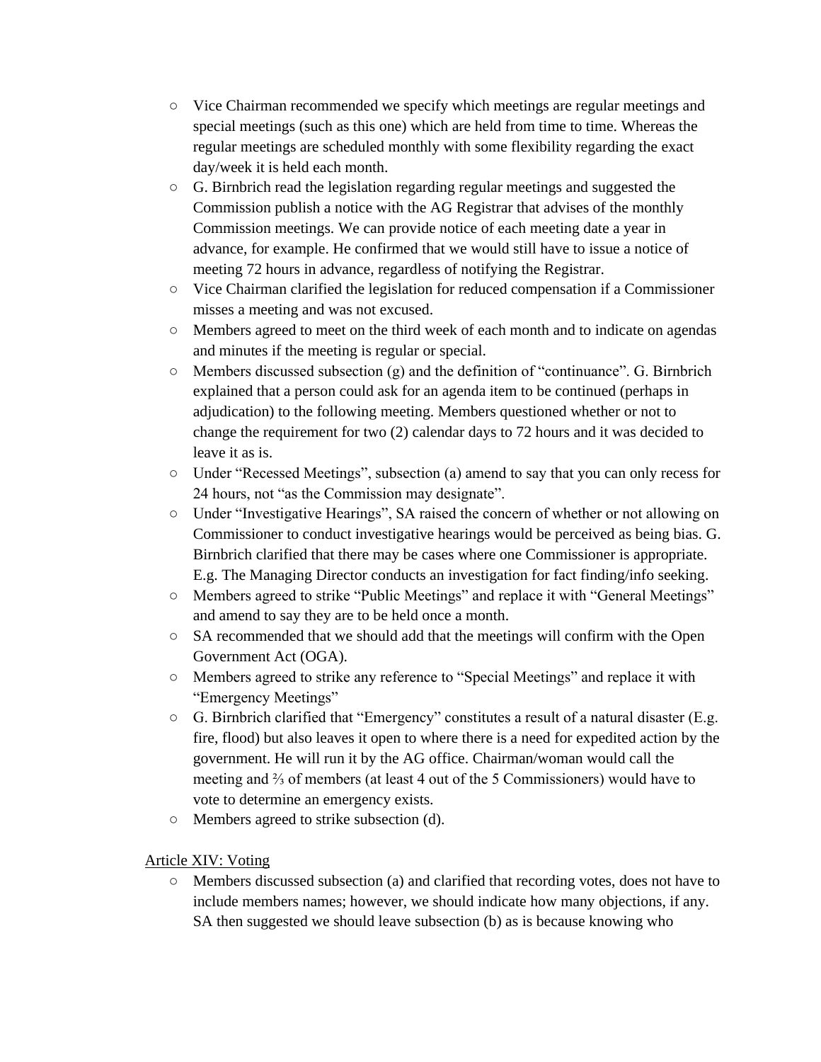- Vice Chairman recommended we specify which meetings are regular meetings and special meetings (such as this one) which are held from time to time. Whereas the regular meetings are scheduled monthly with some flexibility regarding the exact day/week it is held each month.
- G. Birnbrich read the legislation regarding regular meetings and suggested the Commission publish a notice with the AG Registrar that advises of the monthly Commission meetings. We can provide notice of each meeting date a year in advance, for example. He confirmed that we would still have to issue a notice of meeting 72 hours in advance, regardless of notifying the Registrar.
- Vice Chairman clarified the legislation for reduced compensation if a Commissioner misses a meeting and was not excused.
- Members agreed to meet on the third week of each month and to indicate on agendas and minutes if the meeting is regular or special.
- Members discussed subsection (g) and the definition of "continuance". G. Birnbrich explained that a person could ask for an agenda item to be continued (perhaps in adjudication) to the following meeting. Members questioned whether or not to change the requirement for two (2) calendar days to 72 hours and it was decided to leave it as is.
- Under "Recessed Meetings", subsection (a) amend to say that you can only recess for 24 hours, not "as the Commission may designate".
- Under "Investigative Hearings", SA raised the concern of whether or not allowing on Commissioner to conduct investigative hearings would be perceived as being bias. G. Birnbrich clarified that there may be cases where one Commissioner is appropriate. E.g. The Managing Director conducts an investigation for fact finding/info seeking.
- Members agreed to strike "Public Meetings" and replace it with "General Meetings" and amend to say they are to be held once a month.
- SA recommended that we should add that the meetings will confirm with the Open Government Act (OGA).
- Members agreed to strike any reference to "Special Meetings" and replace it with "Emergency Meetings"
- G. Birnbrich clarified that "Emergency" constitutes a result of a natural disaster (E.g. fire, flood) but also leaves it open to where there is a need for expedited action by the government. He will run it by the AG office. Chairman/woman would call the meeting and ⅔ of members (at least 4 out of the 5 Commissioners) would have to vote to determine an emergency exists.
- Members agreed to strike subsection (d).

<u>Article XIV: Voting</u>

- Members discussed subsection (a) and clarified that recording votes, does not have to include members names; however, we should indicate how many objections, if any. SA then suggested we should leave subsection (b) as is because knowing who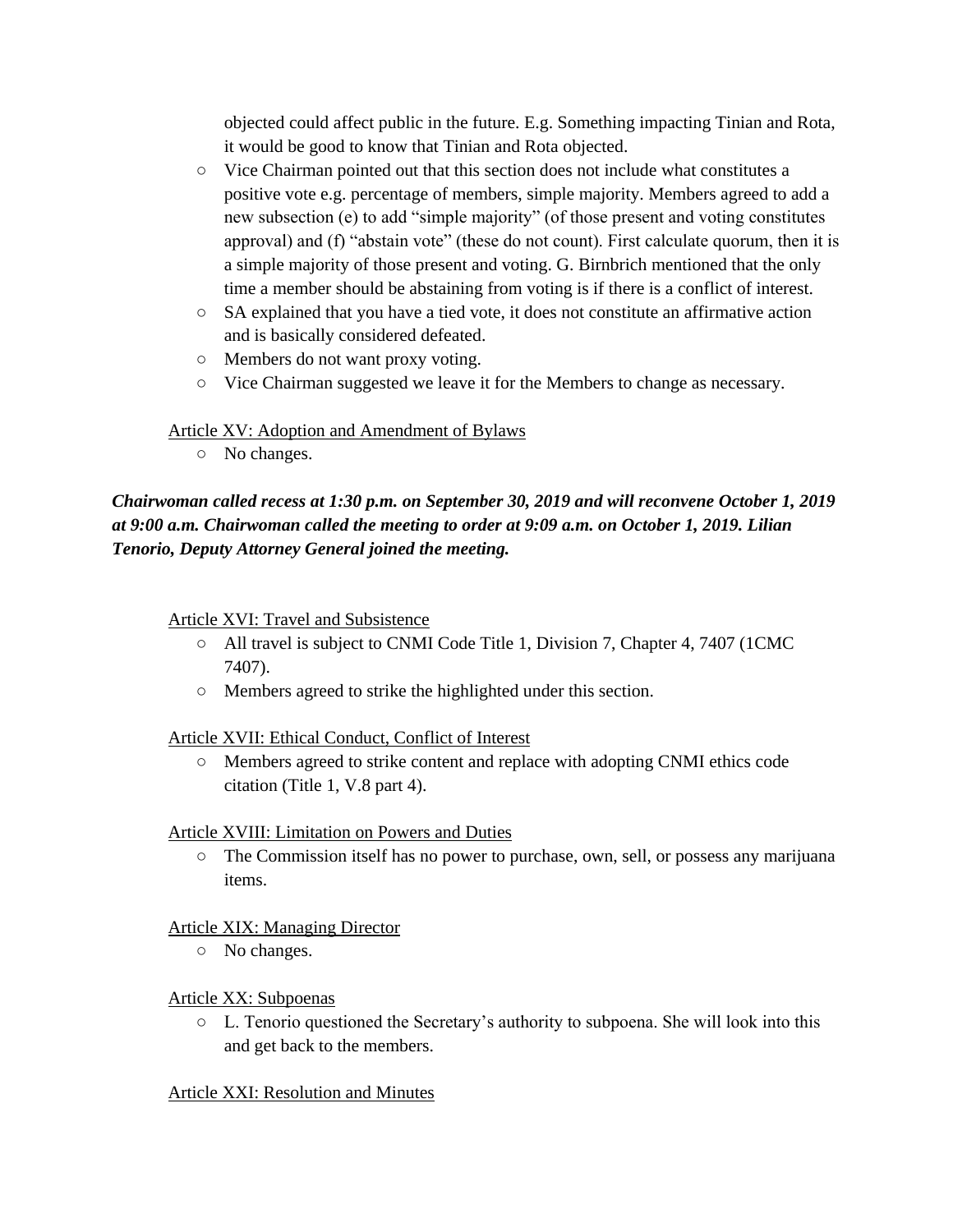objected could affect public in the future. E.g. Something impacting Tinian and Rota, it would be good to know that Tinian and Rota objected.

- Vice Chairman pointed out that this section does not include what constitutes a positive vote e.g. percentage of members, simple majority. Members agreed to add a new subsection (e) to add "simple majority" (of those present and voting constitutes approval) and (f) "abstain vote" (these do not count). First calculate quorum, then it is a simple majority of those present and voting. G. Birnbrich mentioned that the only time a member should be abstaining from voting is if there is a conflict of interest.
- SA explained that you have a tied vote, it does not constitute an affirmative action and is basically considered defeated.
- Members do not want proxy voting.
- Vice Chairman suggested we leave it for the Members to change as necessary.

<u>Article XV: Adoption and Amendment of Bylaws</u>

- No changes.

***Chairwoman called recess at 1:30 p.m. on September 30, 2019 and will reconvene October 1, 2019 at 9:00 a.m. Chairwoman called the meeting to order at 9:09 a.m. on October 1, 2019. Lilian Tenorio, Deputy Attorney General joined the meeting.***

<u>Article XVI: Travel and Subsistence</u>

- All travel is subject to CNMI Code Title 1, Division 7, Chapter 4, 7407 (1CMC 7407).
- Members agreed to strike the highlighted under this section.

<u>Article XVII: Ethical Conduct, Conflict of Interest</u>

- Members agreed to strike content and replace with adopting CNMI ethics code citation (Title 1, V.8 part 4).

<u>Article XVIII: Limitation on Powers and Duties</u>

- The Commission itself has no power to purchase, own, sell, or possess any marijuana items.

<u>Article XIX: Managing Director</u>

- No changes.

<u>Article XX: Subpoenas</u>

- L. Tenorio questioned the Secretary's authority to subpoena. She will look into this and get back to the members.

<u>Article XXI: Resolution and Minutes</u>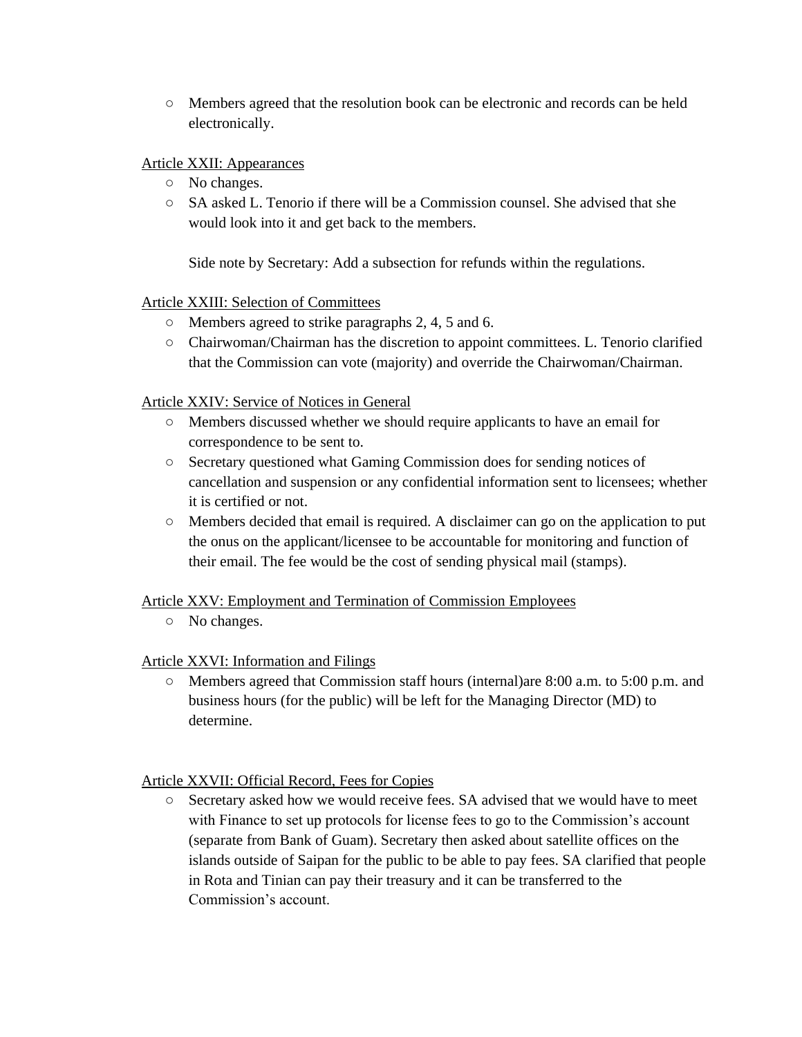- Members agreed that the resolution book can be electronic and records can be held electronically.

Article XXII: Appearances

- No changes.
- SA asked L. Tenorio if there will be a Commission counsel. She advised that she would look into it and get back to the members.

  Side note by Secretary: Add a subsection for refunds within the regulations.

Article XXIII: Selection of Committees

- Members agreed to strike paragraphs 2, 4, 5 and 6.
- Chairwoman/Chairman has the discretion to appoint committees. L. Tenorio clarified that the Commission can vote (majority) and override the Chairwoman/Chairman.

Article XXIV: Service of Notices in General

- Members discussed whether we should require applicants to have an email for correspondence to be sent to.
- Secretary questioned what Gaming Commission does for sending notices of cancellation and suspension or any confidential information sent to licensees; whether it is certified or not.
- Members decided that email is required. A disclaimer can go on the application to put the onus on the applicant/licensee to be accountable for monitoring and function of their email. The fee would be the cost of sending physical mail (stamps).

Article XXV: Employment and Termination of Commission Employees

- No changes.

Article XXVI: Information and Filings

- Members agreed that Commission staff hours (internal)are 8:00 a.m. to 5:00 p.m. and business hours (for the public) will be left for the Managing Director (MD) to determine.

Article XXVII: Official Record, Fees for Copies

- Secretary asked how we would receive fees. SA advised that we would have to meet with Finance to set up protocols for license fees to go to the Commission's account (separate from Bank of Guam). Secretary then asked about satellite offices on the islands outside of Saipan for the public to be able to pay fees. SA clarified that people in Rota and Tinian can pay their treasury and it can be transferred to the Commission's account.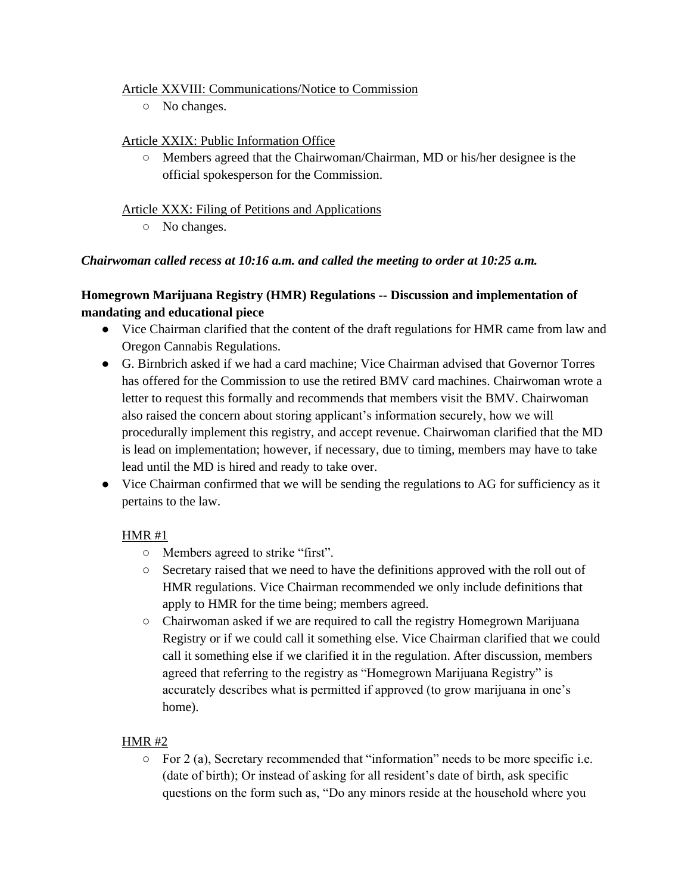Article XXVIII: Communications/Notice to Commission

- No changes.

Article XXIX: Public Information Office

- Members agreed that the Chairwoman/Chairman, MD or his/her designee is the official spokesperson for the Commission.

Article XXX: Filing of Petitions and Applications

- No changes.

***Chairwoman called recess at 10:16 a.m. and called the meeting to order at 10:25 a.m.***

**Homegrown Marijuana Registry (HMR) Regulations -- Discussion and implementation of mandating and educational piece**

- Vice Chairman clarified that the content of the draft regulations for HMR came from law and Oregon Cannabis Regulations.
- G. Birnbrich asked if we had a card machine; Vice Chairman advised that Governor Torres has offered for the Commission to use the retired BMV card machines. Chairwoman wrote a letter to request this formally and recommends that members visit the BMV. Chairwoman also raised the concern about storing applicant's information securely, how we will procedurally implement this registry, and accept revenue. Chairwoman clarified that the MD is lead on implementation; however, if necessary, due to timing, members may have to take lead until the MD is hired and ready to take over.
- Vice Chairman confirmed that we will be sending the regulations to AG for sufficiency as it pertains to the law.

HMR #1

- Members agreed to strike "first".
- Secretary raised that we need to have the definitions approved with the roll out of HMR regulations. Vice Chairman recommended we only include definitions that apply to HMR for the time being; members agreed.
- Chairwoman asked if we are required to call the registry Homegrown Marijuana Registry or if we could call it something else. Vice Chairman clarified that we could call it something else if we clarified it in the regulation. After discussion, members agreed that referring to the registry as "Homegrown Marijuana Registry" is accurately describes what is permitted if approved (to grow marijuana in one's home).

HMR #2

- For 2 (a), Secretary recommended that "information" needs to be more specific i.e. (date of birth); Or instead of asking for all resident's date of birth, ask specific questions on the form such as, "Do any minors reside at the household where you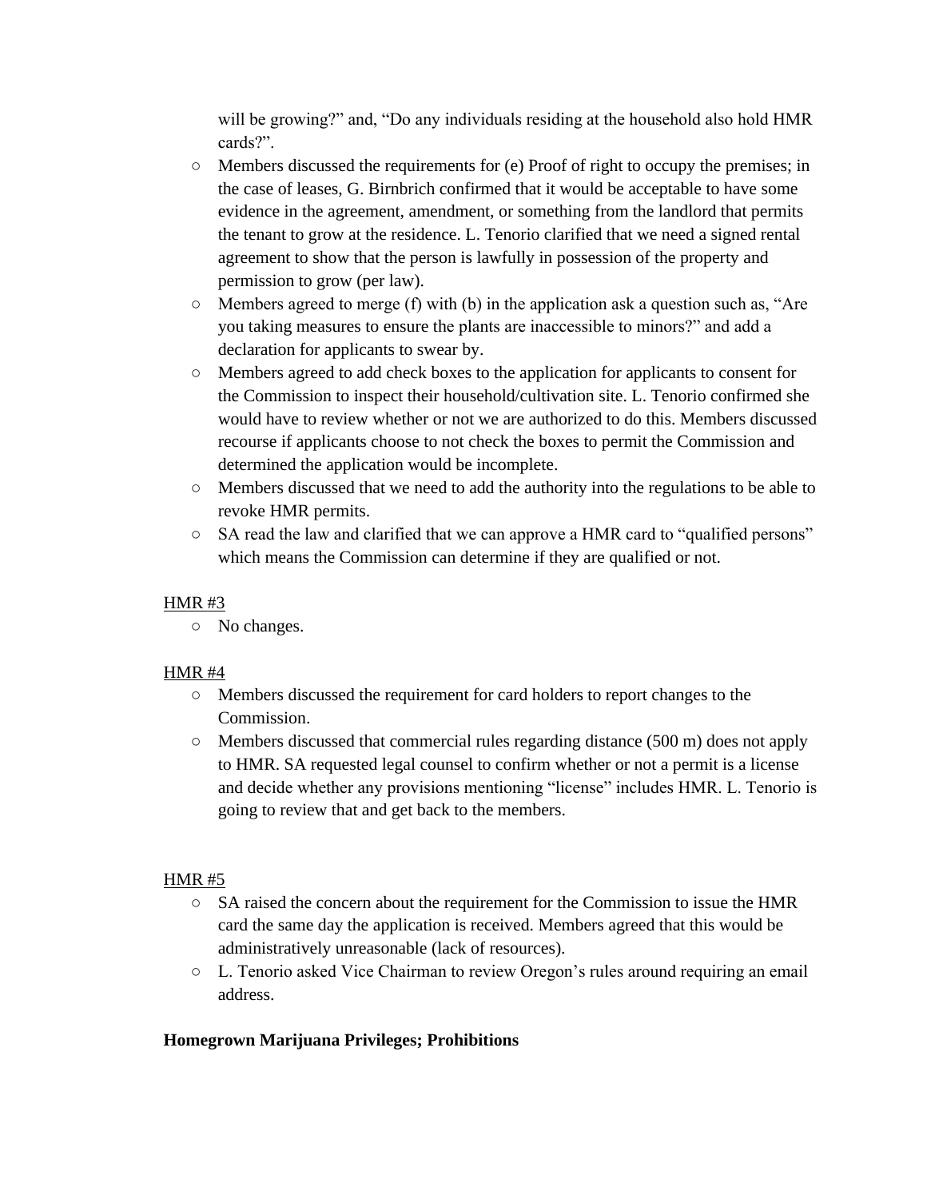will be growing?" and, "Do any individuals residing at the household also hold HMR cards?".

- Members discussed the requirements for (e) Proof of right to occupy the premises; in the case of leases, G. Birnbrich confirmed that it would be acceptable to have some evidence in the agreement, amendment, or something from the landlord that permits the tenant to grow at the residence. L. Tenorio clarified that we need a signed rental agreement to show that the person is lawfully in possession of the property and permission to grow (per law).
- Members agreed to merge (f) with (b) in the application ask a question such as, "Are you taking measures to ensure the plants are inaccessible to minors?" and add a declaration for applicants to swear by.
- Members agreed to add check boxes to the application for applicants to consent for the Commission to inspect their household/cultivation site. L. Tenorio confirmed she would have to review whether or not we are authorized to do this. Members discussed recourse if applicants choose to not check the boxes to permit the Commission and determined the application would be incomplete.
- Members discussed that we need to add the authority into the regulations to be able to revoke HMR permits.
- SA read the law and clarified that we can approve a HMR card to "qualified persons" which means the Commission can determine if they are qualified or not.

<u>HMR #3</u>

- No changes.

<u>HMR #4</u>

- Members discussed the requirement for card holders to report changes to the Commission.
- Members discussed that commercial rules regarding distance (500 m) does not apply to HMR. SA requested legal counsel to confirm whether or not a permit is a license and decide whether any provisions mentioning "license" includes HMR. L. Tenorio is going to review that and get back to the members.

<u>HMR #5</u>

- SA raised the concern about the requirement for the Commission to issue the HMR card the same day the application is received. Members agreed that this would be administratively unreasonable (lack of resources).
- L. Tenorio asked Vice Chairman to review Oregon's rules around requiring an email address.

**Homegrown Marijuana Privileges; Prohibitions**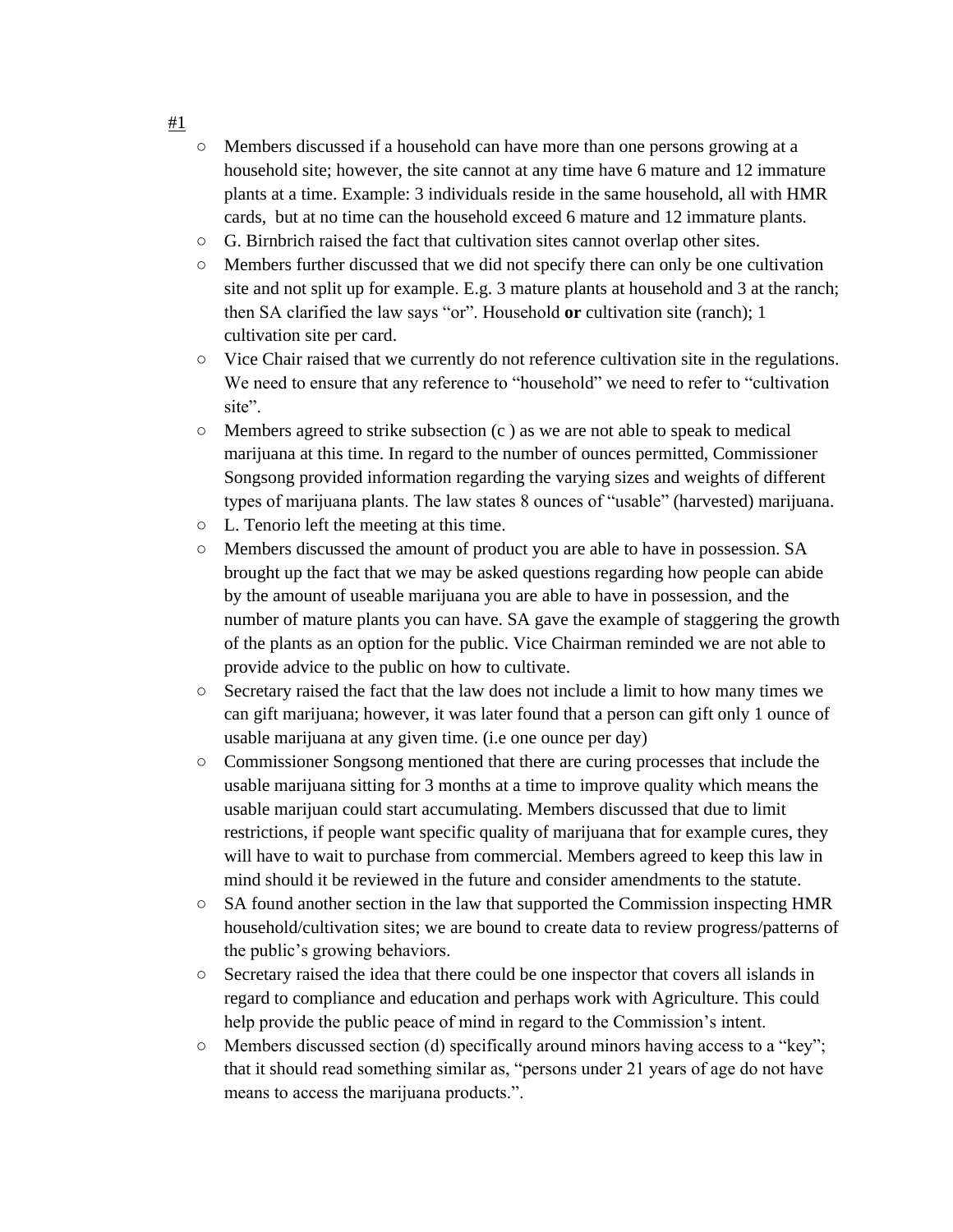#1

- Members discussed if a household can have more than one persons growing at a household site; however, the site cannot at any time have 6 mature and 12 immature plants at a time. Example: 3 individuals reside in the same household, all with HMR cards, but at no time can the household exceed 6 mature and 12 immature plants.
- G. Birnbrich raised the fact that cultivation sites cannot overlap other sites.
- Members further discussed that we did not specify there can only be one cultivation site and not split up for example. E.g. 3 mature plants at household and 3 at the ranch; then SA clarified the law says "or". Household **or** cultivation site (ranch); 1 cultivation site per card.
- Vice Chair raised that we currently do not reference cultivation site in the regulations. We need to ensure that any reference to "household" we need to refer to "cultivation site".
- Members agreed to strike subsection (c ) as we are not able to speak to medical marijuana at this time. In regard to the number of ounces permitted, Commissioner Songsong provided information regarding the varying sizes and weights of different types of marijuana plants. The law states 8 ounces of "usable" (harvested) marijuana.
- L. Tenorio left the meeting at this time.
- Members discussed the amount of product you are able to have in possession. SA brought up the fact that we may be asked questions regarding how people can abide by the amount of useable marijuana you are able to have in possession, and the number of mature plants you can have. SA gave the example of staggering the growth of the plants as an option for the public. Vice Chairman reminded we are not able to provide advice to the public on how to cultivate.
- Secretary raised the fact that the law does not include a limit to how many times we can gift marijuana; however, it was later found that a person can gift only 1 ounce of usable marijuana at any given time. (i.e one ounce per day)
- Commissioner Songsong mentioned that there are curing processes that include the usable marijuana sitting for 3 months at a time to improve quality which means the usable marijuan could start accumulating. Members discussed that due to limit restrictions, if people want specific quality of marijuana that for example cures, they will have to wait to purchase from commercial. Members agreed to keep this law in mind should it be reviewed in the future and consider amendments to the statute.
- SA found another section in the law that supported the Commission inspecting HMR household/cultivation sites; we are bound to create data to review progress/patterns of the public's growing behaviors.
- Secretary raised the idea that there could be one inspector that covers all islands in regard to compliance and education and perhaps work with Agriculture. This could help provide the public peace of mind in regard to the Commission's intent.
- Members discussed section (d) specifically around minors having access to a "key"; that it should read something similar as, "persons under 21 years of age do not have means to access the marijuana products.".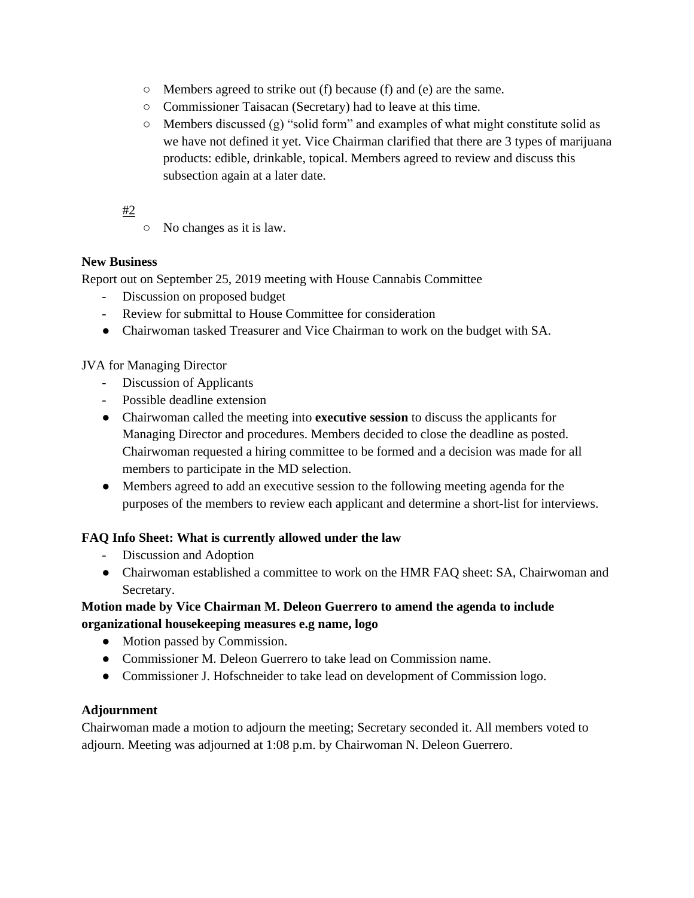- Members agreed to strike out (f) because (f) and (e) are the same.
    - Commissioner Taisacan (Secretary) had to leave at this time.
    - Members discussed (g) "solid form" and examples of what might constitute solid as we have not defined it yet. Vice Chairman clarified that there are 3 types of marijuana products: edible, drinkable, topical. Members agreed to review and discuss this subsection again at a later date.

#2

- No changes as it is law.

**New Business**

Report out on September 25, 2019 meeting with House Cannabis Committee

- Discussion on proposed budget
- Review for submittal to House Committee for consideration
- Chairwoman tasked Treasurer and Vice Chairman to work on the budget with SA.

JVA for Managing Director

- Discussion of Applicants
- Possible deadline extension
- Chairwoman called the meeting into **executive session** to discuss the applicants for Managing Director and procedures. Members decided to close the deadline as posted. Chairwoman requested a hiring committee to be formed and a decision was made for all members to participate in the MD selection.
- Members agreed to add an executive session to the following meeting agenda for the purposes of the members to review each applicant and determine a short-list for interviews.

**FAQ Info Sheet: What is currently allowed under the law**

- Discussion and Adoption
- Chairwoman established a committee to work on the HMR FAQ sheet: SA, Chairwoman and Secretary.

**Motion made by Vice Chairman M. Deleon Guerrero to amend the agenda to include organizational housekeeping measures e.g name, logo**

- Motion passed by Commission.
- Commissioner M. Deleon Guerrero to take lead on Commission name.
- Commissioner J. Hofschneider to take lead on development of Commission logo.

**Adjournment**

Chairwoman made a motion to adjourn the meeting; Secretary seconded it. All members voted to adjourn. Meeting was adjourned at 1:08 p.m. by Chairwoman N. Deleon Guerrero.